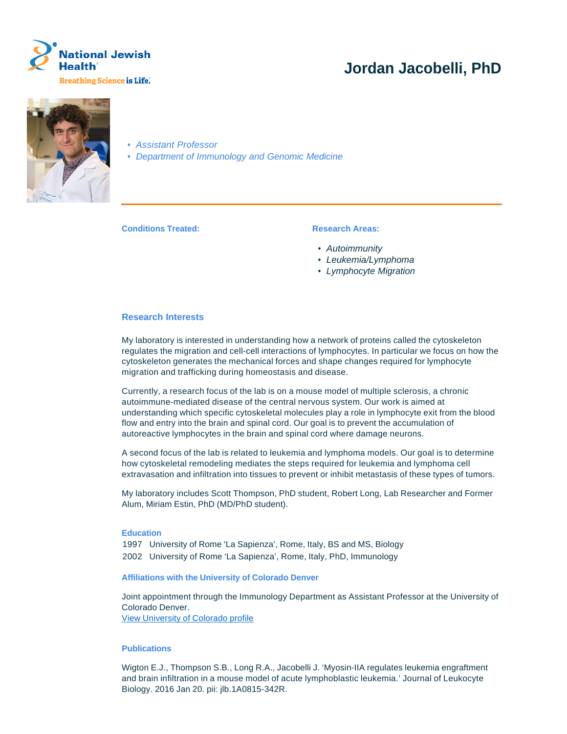National Jewish Health

Breathing Science is Life.

# Jordan Jacobelli, PhD

- *Assistant Professor*
- *Department of Immunology and Genomic Medicine*

**Conditions Treated:**

**Research Areas:**

- *Autoimmunity*
- *Leukemia/Lymphoma*
- *Lymphocyte Migration*

## Research Interests

My laboratory is interested in understanding how a network of proteins called the cytoskeleton regulates the migration and cell-cell interactions of lymphocytes. In particular we focus on how the cytoskeleton generates the mechanical forces and shape changes required for lymphocyte migration and trafficking during homeostasis and disease.

Currently, a research focus of the lab is on a mouse model of multiple sclerosis, a chronic autoimmune-mediated disease of the central nervous system. Our work is aimed at understanding which specific cytoskeletal molecules play a role in lymphocyte exit from the blood flow and entry into the brain and spinal cord. Our goal is to prevent the accumulation of autoreactive lymphocytes in the brain and spinal cord where damage neurons.

A second focus of the lab is related to leukemia and lymphoma models. Our goal is to determine how cytoskeletal remodeling mediates the steps required for leukemia and lymphoma cell extravasation and infiltration into tissues to prevent or inhibit metastasis of these types of tumors.

My laboratory includes Scott Thompson, PhD student, Robert Long, Lab Researcher and Former Alum, Miriam Estin, PhD (MD/PhD student).

### Education

1997 University of Rome 'La Sapienza', Rome, Italy, BS and MS, Biology
2002 University of Rome 'La Sapienza', Rome, Italy, PhD, Immunology

### Affiliations with the University of Colorado Denver

Joint appointment through the Immunology Department as Assistant Professor at the University of Colorado Denver.
View University of Colorado profile

### Publications

Wigton E.J., Thompson S.B., Long R.A., Jacobelli J. 'Myosin-IIA regulates leukemia engraftment and brain infiltration in a mouse model of acute lymphoblastic leukemia.' Journal of Leukocyte Biology. 2016 Jan 20. pii: jlb.1A0815-342R.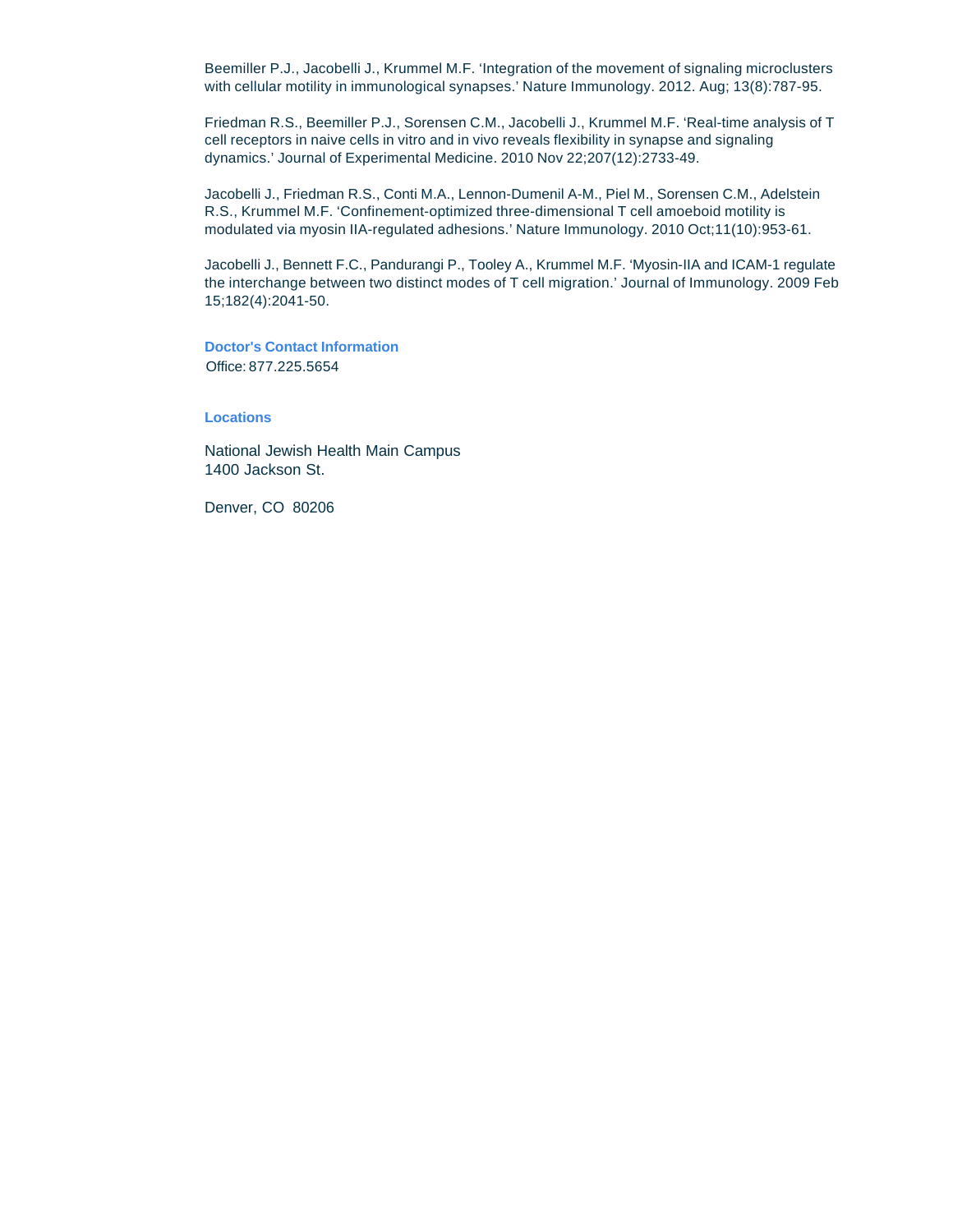Beemiller P.J., Jacobelli J., Krummel M.F. 'Integration of the movement of signaling microclusters with cellular motility in immunological synapses.' Nature Immunology. 2012. Aug; 13(8):787-95.

Friedman R.S., Beemiller P.J., Sorensen C.M., Jacobelli J., Krummel M.F. 'Real-time analysis of T cell receptors in naive cells in vitro and in vivo reveals flexibility in synapse and signaling dynamics.' Journal of Experimental Medicine. 2010 Nov 22;207(12):2733-49.

Jacobelli J., Friedman R.S., Conti M.A., Lennon-Dumenil A-M., Piel M., Sorensen C.M., Adelstein R.S., Krummel M.F. 'Confinement-optimized three-dimensional T cell amoeboid motility is modulated via myosin IIA-regulated adhesions.' Nature Immunology. 2010 Oct;11(10):953-61.

Jacobelli J., Bennett F.C., Pandurangi P., Tooley A., Krummel M.F. 'Myosin-IIA and ICAM-1 regulate the interchange between two distinct modes of T cell migration.' Journal of Immunology. 2009 Feb 15;182(4):2041-50.

### Doctor's Contact Information

Office: 877.225.5654

### Locations

National Jewish Health Main Campus
1400 Jackson St.

Denver, CO 80206